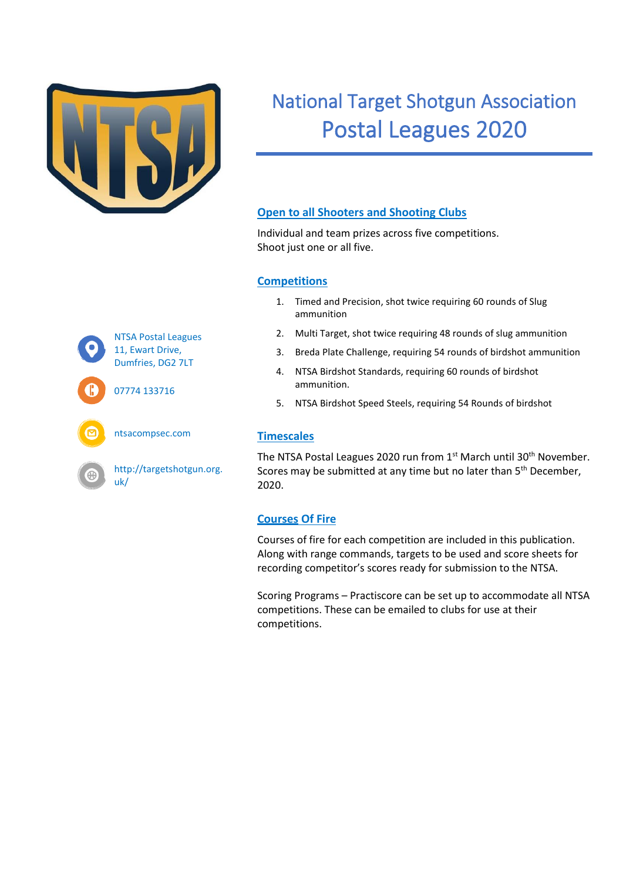# National Target Shotgun Association
# Postal Leagues 2020

NTSA Postal Leagues
11, Ewart Drive,
Dumfries, DG2 7LT

07774 133716

ntsacompsec.com

http://targetshotgun.org.uk/

## Open to all Shooters and Shooting Clubs

Individual and team prizes across five competitions.
Shoot just one or all five.

## Competitions

1. Timed and Precision, shot twice requiring 60 rounds of Slug ammunition
2. Multi Target, shot twice requiring 48 rounds of slug ammunition
3. Breda Plate Challenge, requiring 54 rounds of birdshot ammunition
4. NTSA Birdshot Standards, requiring 60 rounds of birdshot ammunition.
5. NTSA Birdshot Speed Steels, requiring 54 Rounds of birdshot

## Timescales

The NTSA Postal Leagues 2020 run from 1st March until 30th November. Scores may be submitted at any time but no later than 5th December, 2020.

## Courses Of Fire

Courses of fire for each competition are included in this publication. Along with range commands, targets to be used and score sheets for recording competitor's scores ready for submission to the NTSA.

Scoring Programs – Practiscore can be set up to accommodate all NTSA competitions. These can be emailed to clubs for use at their competitions.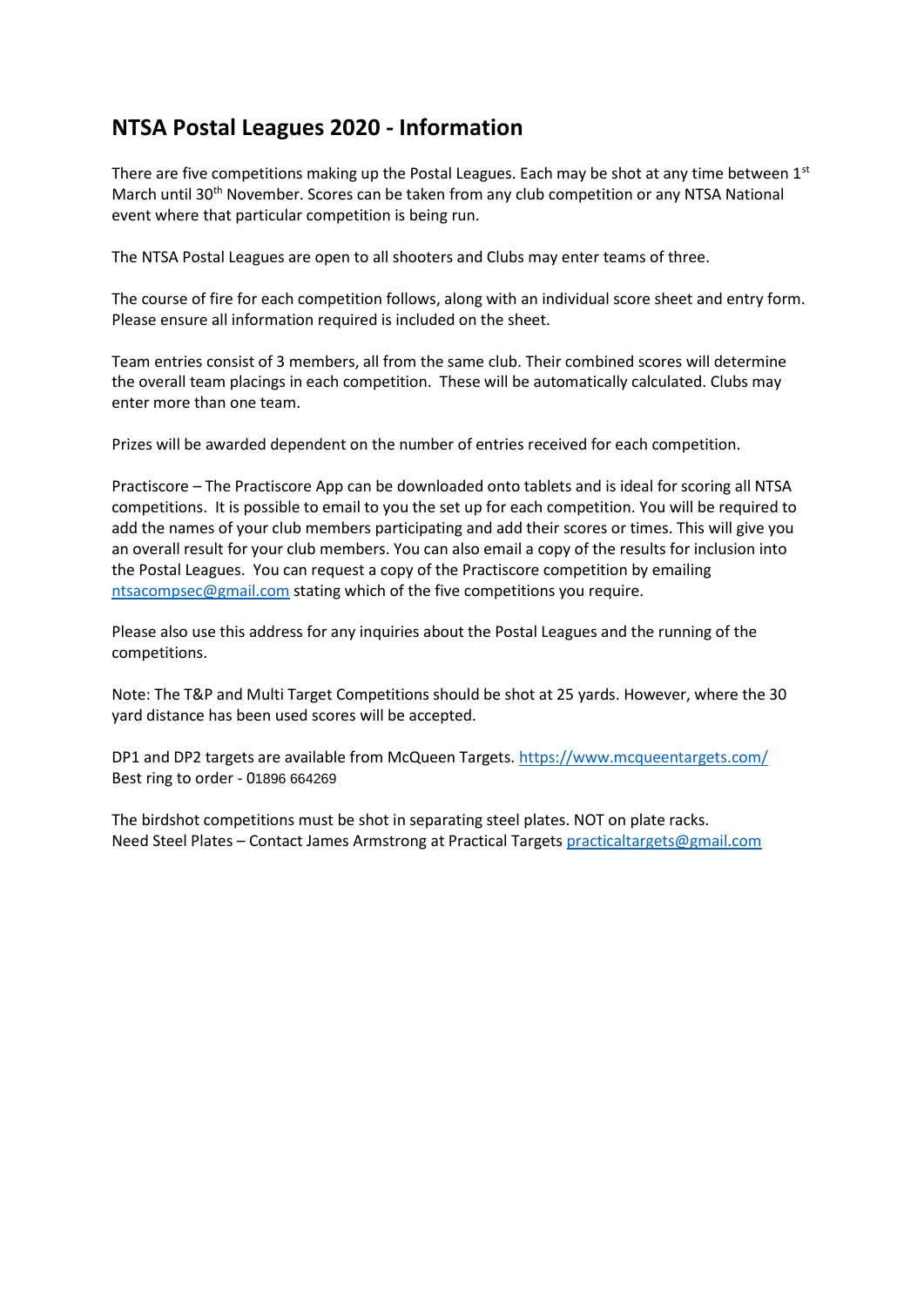# NTSA Postal Leagues 2020 - Information

There are five competitions making up the Postal Leagues. Each may be shot at any time between 1st March until 30th November. Scores can be taken from any club competition or any NTSA National event where that particular competition is being run.

The NTSA Postal Leagues are open to all shooters and Clubs may enter teams of three.

The course of fire for each competition follows, along with an individual score sheet and entry form. Please ensure all information required is included on the sheet.

Team entries consist of 3 members, all from the same club. Their combined scores will determine the overall team placings in each competition. These will be automatically calculated. Clubs may enter more than one team.

Prizes will be awarded dependent on the number of entries received for each competition.

Practiscore – The Practiscore App can be downloaded onto tablets and is ideal for scoring all NTSA competitions. It is possible to email to you the set up for each competition. You will be required to add the names of your club members participating and add their scores or times. This will give you an overall result for your club members. You can also email a copy of the results for inclusion into the Postal Leagues. You can request a copy of the Practiscore competition by emailing ntsacompsec@gmail.com stating which of the five competitions you require.

Please also use this address for any inquiries about the Postal Leagues and the running of the competitions.

Note: The T&P and Multi Target Competitions should be shot at 25 yards. However, where the 30 yard distance has been used scores will be accepted.

DP1 and DP2 targets are available from McQueen Targets. https://www.mcqueentargets.com/
Best ring to order - 01896 664269

The birdshot competitions must be shot in separating steel plates. NOT on plate racks.
Need Steel Plates – Contact James Armstrong at Practical Targets practicaltargets@gmail.com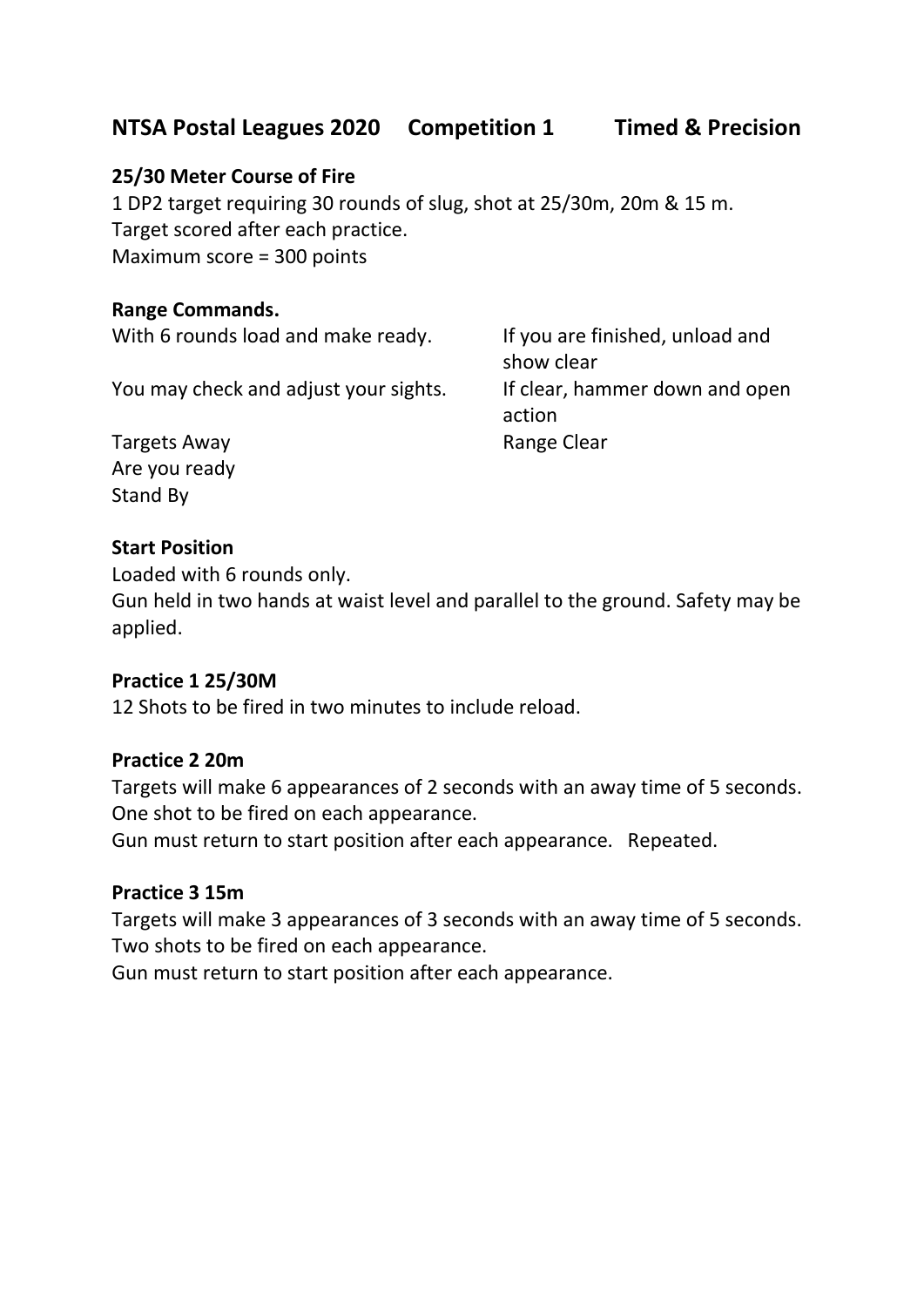## NTSA Postal Leagues 2020 Competition 1 Timed & Precision

**25/30 Meter Course of Fire**

1 DP2 target requiring 30 rounds of slug, shot at 25/30m, 20m & 15 m.
Target scored after each practice.
Maximum score = 300 points

**Range Commands.**

With 6 rounds load and make ready.
You may check and adjust your sights.
Targets Away
Are you ready
Stand By

If you are finished, unload and show clear
If clear, hammer down and open action
Range Clear

**Start Position**

Loaded with 6 rounds only.
Gun held in two hands at waist level and parallel to the ground. Safety may be applied.

**Practice 1 25/30M**

12 Shots to be fired in two minutes to include reload.

**Practice 2 20m**

Targets will make 6 appearances of 2 seconds with an away time of 5 seconds.
One shot to be fired on each appearance.
Gun must return to start position after each appearance. Repeated.

**Practice 3 15m**

Targets will make 3 appearances of 3 seconds with an away time of 5 seconds.
Two shots to be fired on each appearance.
Gun must return to start position after each appearance.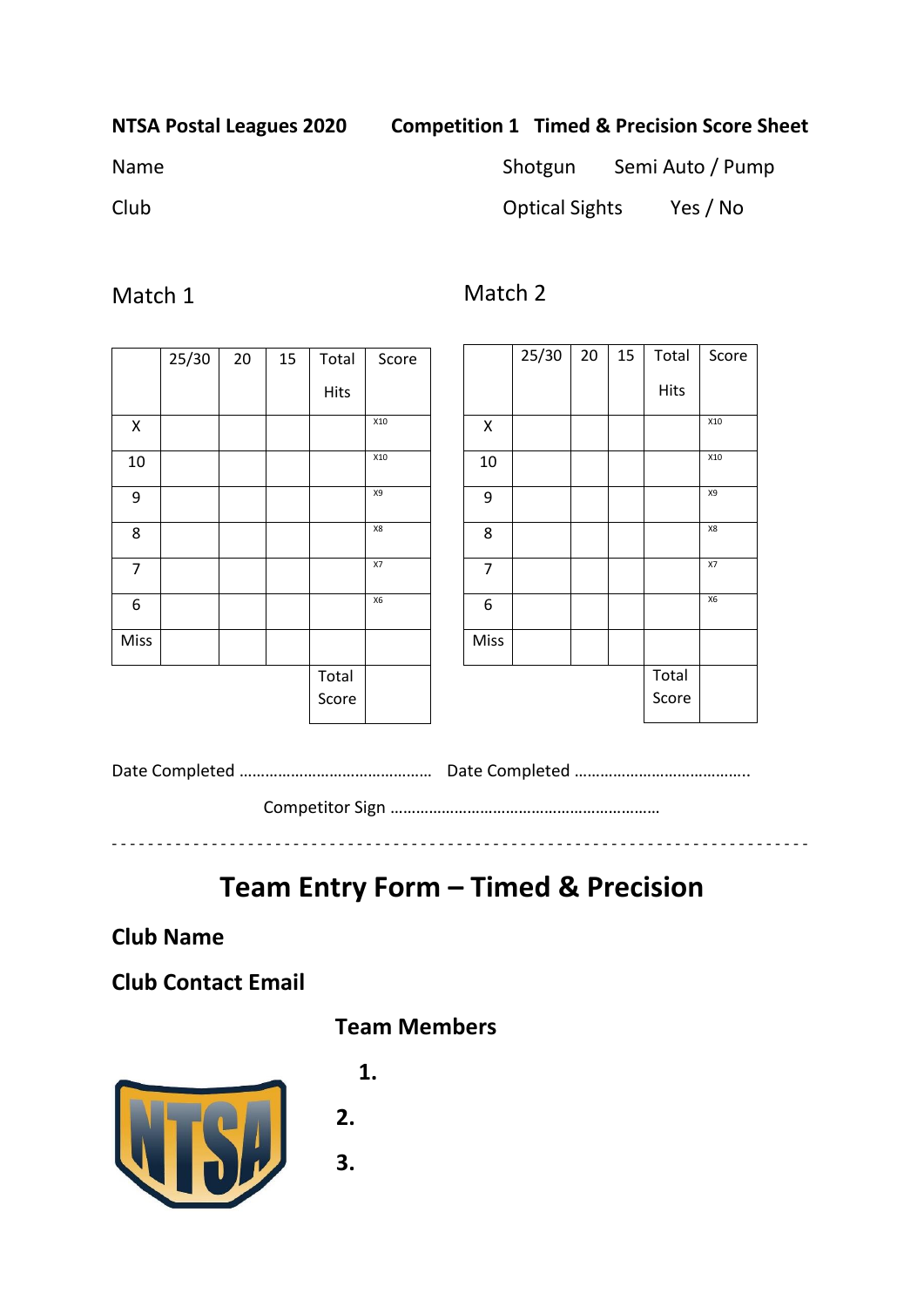**NTSA Postal Leagues 2020** **Competition 1 Timed & Precision Score Sheet**

Name

Shotgun Semi Auto / Pump

Club

Optical Sights Yes / No

Match 1

| | 25/30 | 20 | 15 | Total Hits | Score |
|---|---|---|---|---|---|
| X | | | | | X10 |
| 10 | | | | | X10 |
| 9 | | | | | X9 |
| 8 | | | | | X8 |
| 7 | | | | | X7 |
| 6 | | | | | X6 |
| Miss | | | | | |
| | | | | Total Score | |

Match 2

| | 25/30 | 20 | 15 | Total Hits | Score |
|---|---|---|---|---|---|
| X | | | | | X10 |
| 10 | | | | | X10 |
| 9 | | | | | X9 |
| 8 | | | | | X8 |
| 7 | | | | | X7 |
| 6 | | | | | X6 |
| Miss | | | | | |
| | | | | Total Score | |

Date Completed ……………………………………… Date Completed …………………………………..

Competitor Sign ……………………………………………………

- - - - - - - - - - - - - - - - - - - - - - - - - - - - - - - - - - - - - - - - - - - - - - - -

# Team Entry Form – Timed & Precision

**Club Name**

**Club Contact Email**

**Team Members**

1.
2.
3.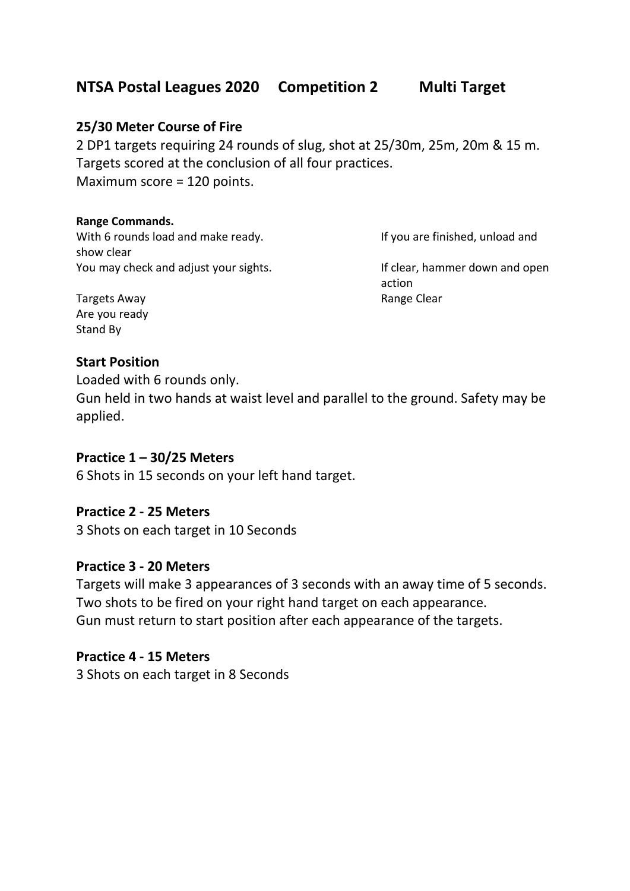## NTSA Postal Leagues 2020 Competition 2 Multi Target

### 25/30 Meter Course of Fire

2 DP1 targets requiring 24 rounds of slug, shot at 25/30m, 25m, 20m & 15 m.
Targets scored at the conclusion of all four practices.
Maximum score = 120 points.

**Range Commands.**

With 6 rounds load and make ready.
You may check and adjust your sights.

Targets Away
Are you ready
Stand By

If you are finished, unload and show clear
If clear, hammer down and open action
Range Clear

### Start Position

Loaded with 6 rounds only.
Gun held in two hands at waist level and parallel to the ground. Safety may be applied.

### Practice 1 – 30/25 Meters

6 Shots in 15 seconds on your left hand target.

### Practice 2 - 25 Meters

3 Shots on each target in 10 Seconds

### Practice 3 - 20 Meters

Targets will make 3 appearances of 3 seconds with an away time of 5 seconds.
Two shots to be fired on your right hand target on each appearance.
Gun must return to start position after each appearance of the targets.

### Practice 4 - 15 Meters

3 Shots on each target in 8 Seconds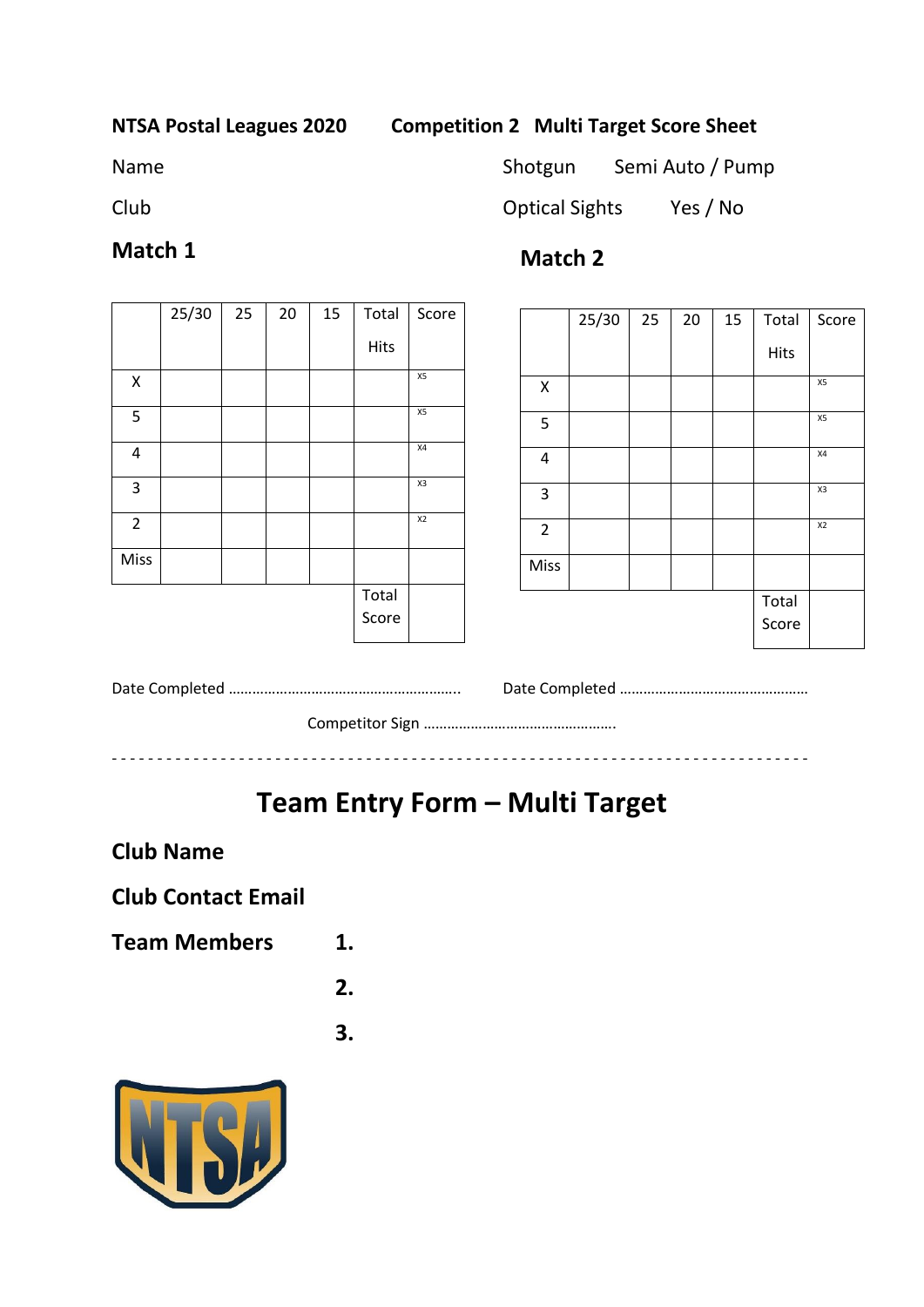**NTSA Postal Leagues 2020** **Competition 2 Multi Target Score Sheet**

Name

Club

Shotgun Semi Auto / Pump

Optical Sights Yes / No

## Match 1

| | 25/30 | 25 | 20 | 15 | Total Hits | Score |
|---|---|---|---|---|---|---|
| X | | | | | | X5 |
| 5 | | | | | | X5 |
| 4 | | | | | | X4 |
| 3 | | | | | | X3 |
| 2 | | | | | | X2 |
| Miss | | | | | | |
| | | | | | Total Score | |

Date Completed ……………………………………………………..

## Match 2

| | 25/30 | 25 | 20 | 15 | Total Hits | Score |
|---|---|---|---|---|---|---|
| X | | | | | | X5 |
| 5 | | | | | | X5 |
| 4 | | | | | | X4 |
| 3 | | | | | | X3 |
| 2 | | | | | | X2 |
| Miss | | | | | | |
| | | | | | Total Score | |

Date Completed …………………………………………

Competitor Sign ………………………………………….

- - - - - - - - - - - - - - - - - - - - - - - - - - - - - - - - - - - - - - - - - - - - - - - - - - - - - - - - - - - - - - - -

# Team Entry Form – Multi Target

**Club Name**

**Club Contact Email**

**Team Members** **1.**

**2.**

**3.**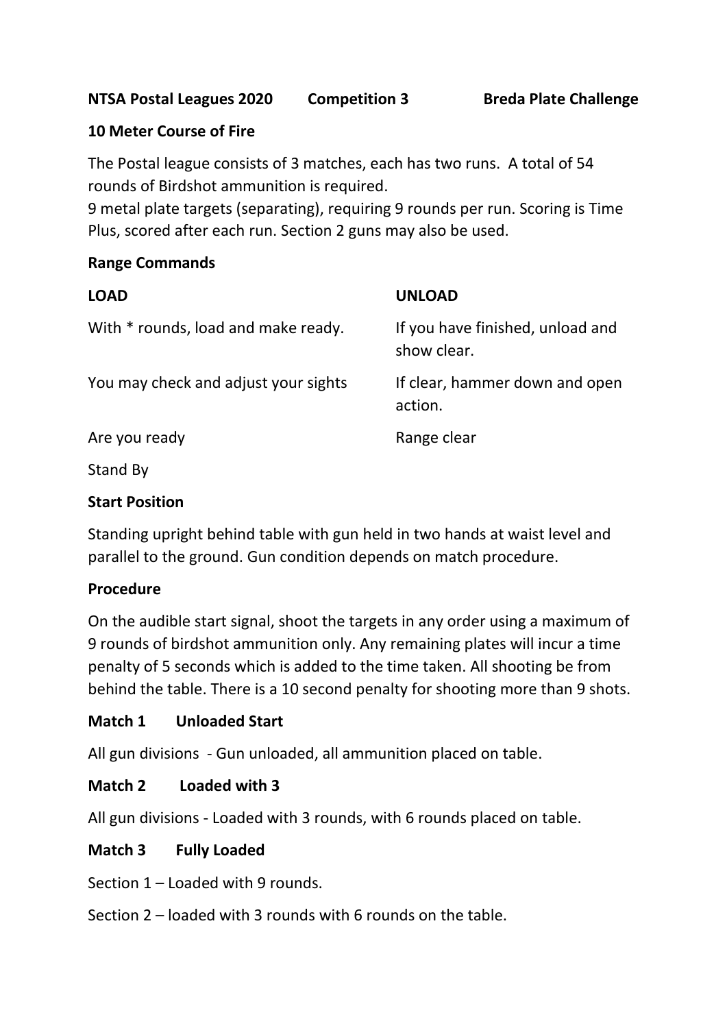**NTSA Postal Leagues 2020 Competition 3 Breda Plate Challenge**

**10 Meter Course of Fire**

The Postal league consists of 3 matches, each has two runs. A total of 54 rounds of Birdshot ammunition is required.
9 metal plate targets (separating), requiring 9 rounds per run. Scoring is Time Plus, scored after each run. Section 2 guns may also be used.

**Range Commands**

| **LOAD** | **UNLOAD** |
|---|---|
| With * rounds, load and make ready. | If you have finished, unload and show clear. |
| You may check and adjust your sights | If clear, hammer down and open action. |
| Are you ready | Range clear |
| Stand By | |

**Start Position**

Standing upright behind table with gun held in two hands at waist level and parallel to the ground. Gun condition depends on match procedure.

**Procedure**

On the audible start signal, shoot the targets in any order using a maximum of 9 rounds of birdshot ammunition only. Any remaining plates will incur a time penalty of 5 seconds which is added to the time taken. All shooting be from behind the table. There is a 10 second penalty for shooting more than 9 shots.

**Match 1 Unloaded Start**

All gun divisions - Gun unloaded, all ammunition placed on table.

**Match 2 Loaded with 3**

All gun divisions - Loaded with 3 rounds, with 6 rounds placed on table.

**Match 3 Fully Loaded**

Section 1 – Loaded with 9 rounds.

Section 2 – loaded with 3 rounds with 6 rounds on the table.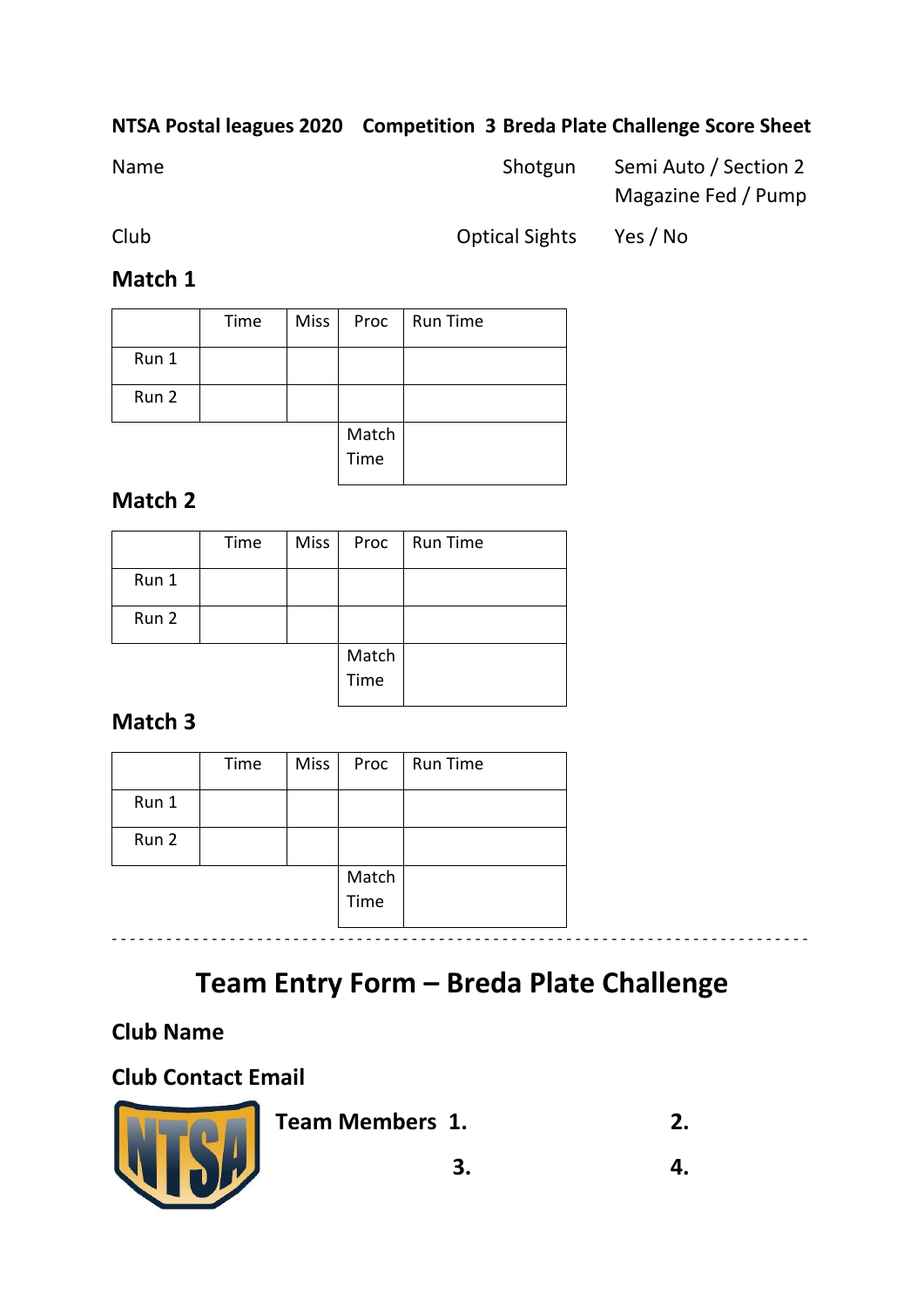**NTSA Postal leagues 2020 Competition 3 Breda Plate Challenge Score Sheet**

Name Shotgun Semi Auto / Section 2  
Magazine Fed / Pump

Club Optical Sights Yes / No

## Match 1

| | Time | Miss | Proc | Run Time |
|---|---|---|---|---|
| Run 1 | | | | |
| Run 2 | | | | |
| | | | Match Time | |

## Match 2

| | Time | Miss | Proc | Run Time |
|---|---|---|---|---|
| Run 1 | | | | |
| Run 2 | | | | |
| | | | Match Time | |

## Match 3

| | Time | Miss | Proc | Run Time |
|---|---|---|---|---|
| Run 1 | | | | |
| Run 2 | | | | |
| | | | Match Time | |

---

# Team Entry Form – Breda Plate Challenge

**Club Name**

**Club Contact Email**

**Team Members 1.** **2.**

**3.** **4.**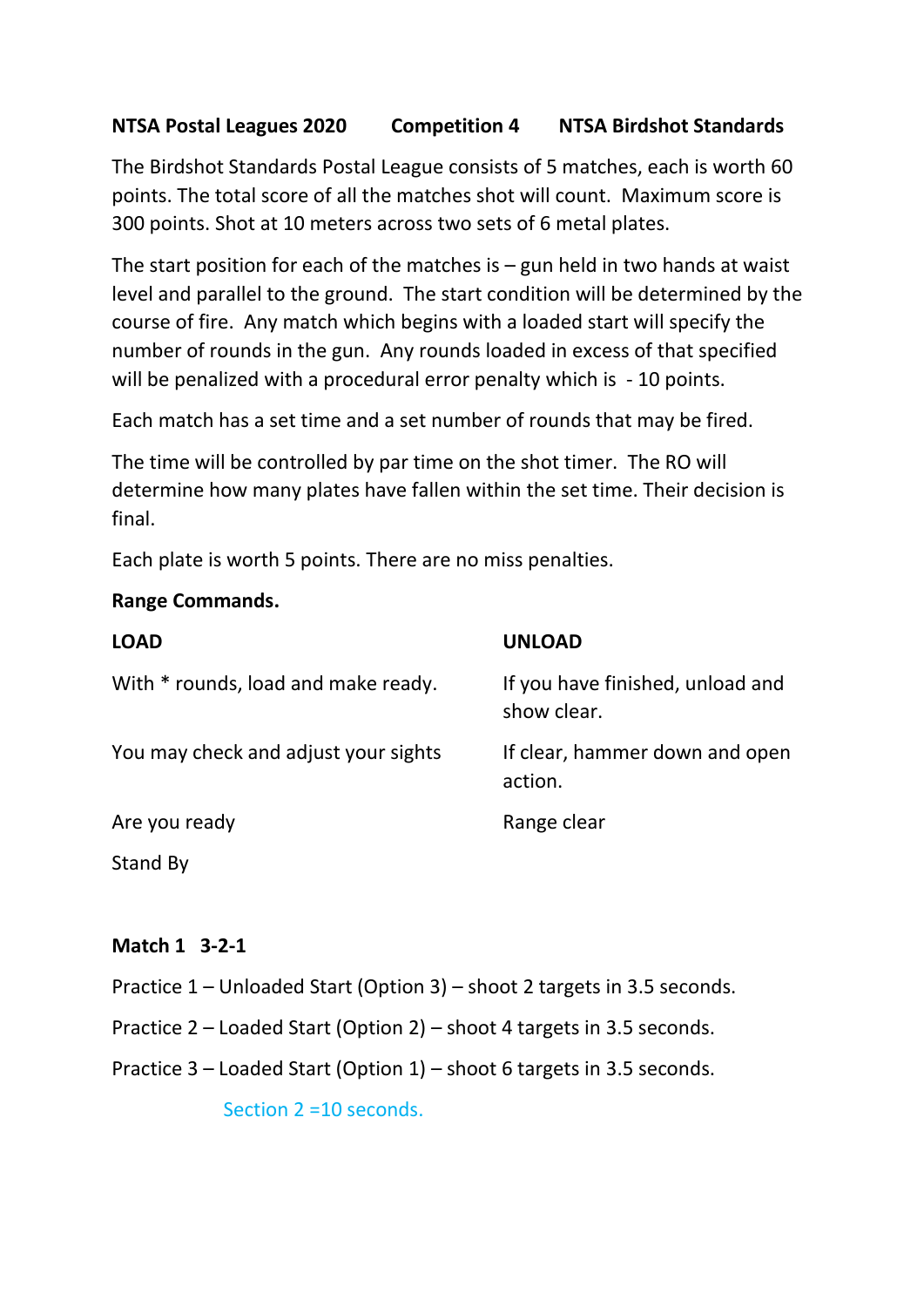**NTSA Postal Leagues 2020 Competition 4 NTSA Birdshot Standards**

The Birdshot Standards Postal League consists of 5 matches, each is worth 60 points. The total score of all the matches shot will count. Maximum score is 300 points. Shot at 10 meters across two sets of 6 metal plates.

The start position for each of the matches is – gun held in two hands at waist level and parallel to the ground. The start condition will be determined by the course of fire. Any match which begins with a loaded start will specify the number of rounds in the gun. Any rounds loaded in excess of that specified will be penalized with a procedural error penalty which is - 10 points.

Each match has a set time and a set number of rounds that may be fired.

The time will be controlled by par time on the shot timer. The RO will determine how many plates have fallen within the set time. Their decision is final.

Each plate is worth 5 points. There are no miss penalties.

**Range Commands.**

| **LOAD** | **UNLOAD** |
|---|---|
| With * rounds, load and make ready. | If you have finished, unload and show clear. |
| You may check and adjust your sights | If clear, hammer down and open action. |
| Are you ready | Range clear |
| Stand By | |

**Match 1 3-2-1**

Practice 1 – Unloaded Start (Option 3) – shoot 2 targets in 3.5 seconds.

Practice 2 – Loaded Start (Option 2) – shoot 4 targets in 3.5 seconds.

Practice 3 – Loaded Start (Option 1) – shoot 6 targets in 3.5 seconds.

Section 2 =10 seconds.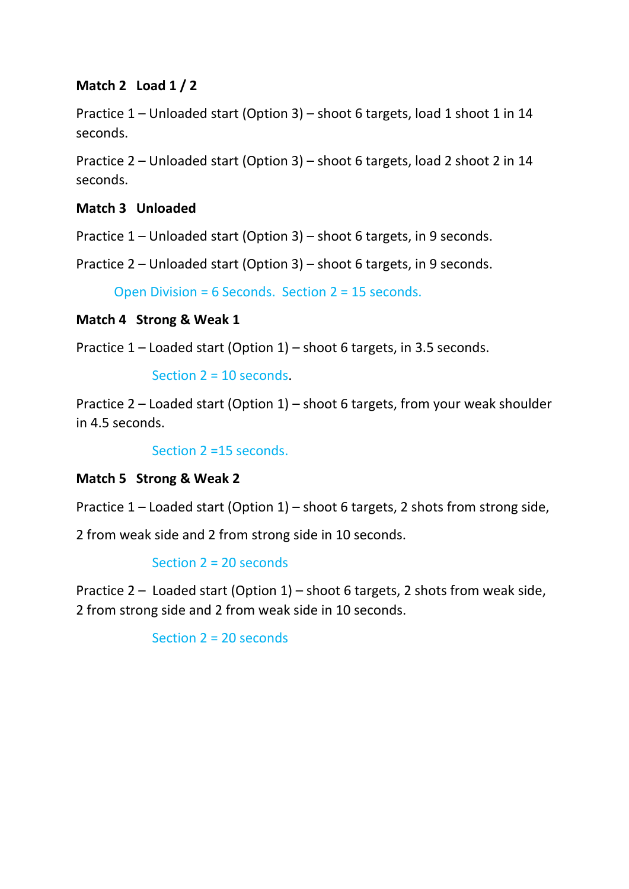**Match 2 Load 1 / 2**

Practice 1 – Unloaded start (Option 3) – shoot 6 targets, load 1 shoot 1 in 14 seconds.

Practice 2 – Unloaded start (Option 3) – shoot 6 targets, load 2 shoot 2 in 14 seconds.

**Match 3 Unloaded**

Practice 1 – Unloaded start (Option 3) – shoot 6 targets, in 9 seconds.

Practice 2 – Unloaded start (Option 3) – shoot 6 targets, in 9 seconds.

Open Division = 6 Seconds. Section 2 = 15 seconds.

**Match 4 Strong & Weak 1**

Practice 1 – Loaded start (Option 1) – shoot 6 targets, in 3.5 seconds.

Section 2 = 10 seconds.

Practice 2 – Loaded start (Option 1) – shoot 6 targets, from your weak shoulder in 4.5 seconds.

Section 2 =15 seconds.

**Match 5 Strong & Weak 2**

Practice 1 – Loaded start (Option 1) – shoot 6 targets, 2 shots from strong side,

2 from weak side and 2 from strong side in 10 seconds.

Section 2 = 20 seconds

Practice 2 – Loaded start (Option 1) – shoot 6 targets, 2 shots from weak side, 2 from strong side and 2 from weak side in 10 seconds.

Section 2 = 20 seconds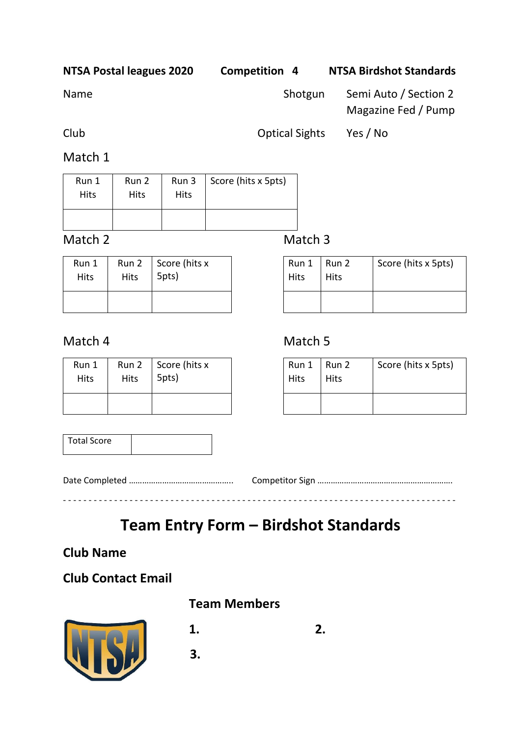**NTSA Postal leagues 2020** **Competition 4** **NTSA Birdshot Standards**

Name

Shotgun: Semi Auto / Section 2 Magazine Fed / Pump

Club

Optical Sights: Yes / No

Match 1

| Run 1 Hits | Run 2 Hits | Run 3 Hits | Score (hits x 5pts) |
|---|---|---|---|
| | | | |

Match 2

| Run 1 Hits | Run 2 Hits | Score (hits x 5pts) |
|---|---|---|
| | | |

Match 3

| Run 1 Hits | Run 2 Hits | Score (hits x 5pts) |
|---|---|---|
| | | |

Match 4

| Run 1 Hits | Run 2 Hits | Score (hits x 5pts) |
|---|---|---|
| | | |

Match 5

| Run 1 Hits | Run 2 Hits | Score (hits x 5pts) |
|---|---|---|
| | | |

| Total Score | |
|---|---|

Date Completed ……………………………………….. Competitor Sign ……………………………………………………

- - - - - - - - - - - - - - - - - - - - - - - - - - - - - - - - - - - - - - - - - - - - - - - - - - - - - - - - - - - -

# Team Entry Form – Birdshot Standards

**Club Name**

**Club Contact Email**

**Team Members**

**1.** **2.**

**3.**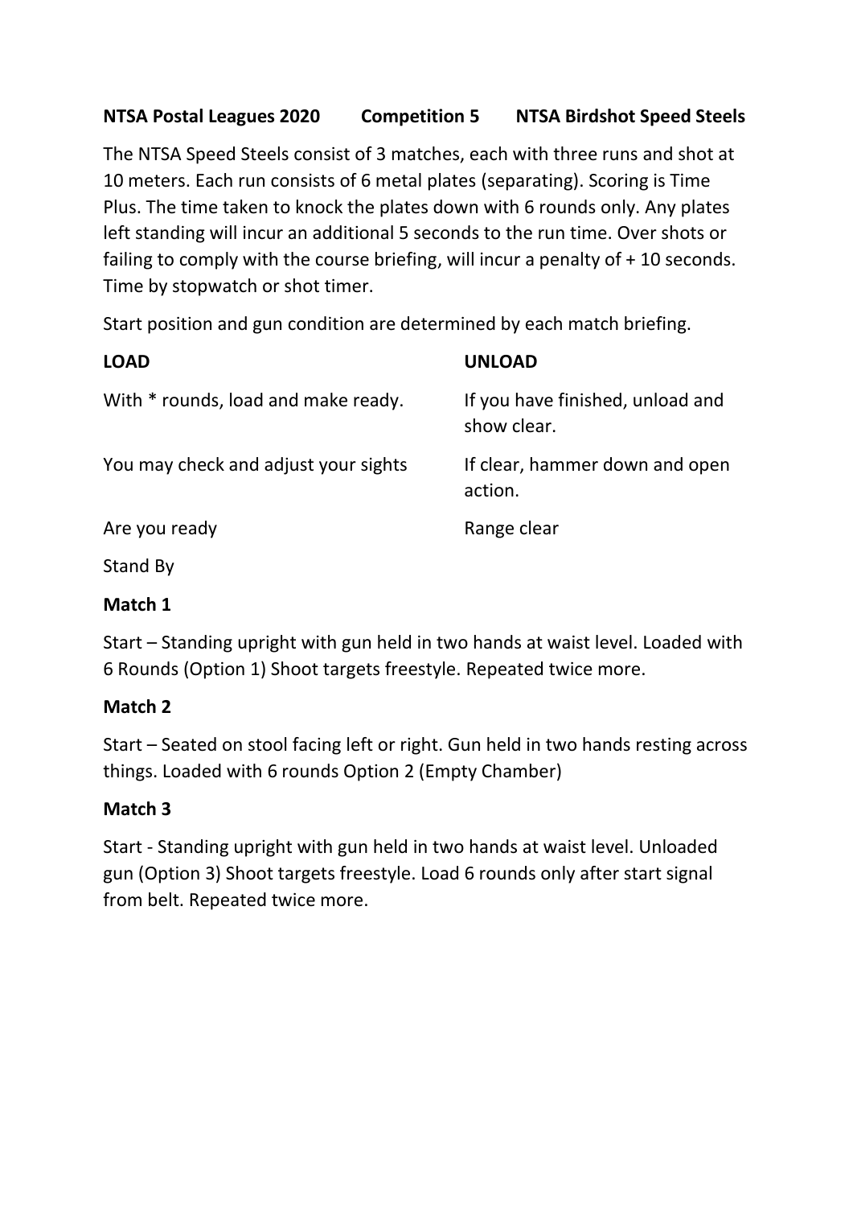**NTSA Postal Leagues 2020 Competition 5 NTSA Birdshot Speed Steels**

The NTSA Speed Steels consist of 3 matches, each with three runs and shot at 10 meters. Each run consists of 6 metal plates (separating). Scoring is Time Plus. The time taken to knock the plates down with 6 rounds only. Any plates left standing will incur an additional 5 seconds to the run time. Over shots or failing to comply with the course briefing, will incur a penalty of + 10 seconds. Time by stopwatch or shot timer.

Start position and gun condition are determined by each match briefing.

| **LOAD** | **UNLOAD** |
|---|---|
| With * rounds, load and make ready. | If you have finished, unload and show clear. |
| You may check and adjust your sights | If clear, hammer down and open action. |
| Are you ready | Range clear |
| Stand By | |

**Match 1**

Start – Standing upright with gun held in two hands at waist level. Loaded with 6 Rounds (Option 1) Shoot targets freestyle. Repeated twice more.

**Match 2**

Start – Seated on stool facing left or right. Gun held in two hands resting across things. Loaded with 6 rounds Option 2 (Empty Chamber)

**Match 3**

Start - Standing upright with gun held in two hands at waist level. Unloaded gun (Option 3) Shoot targets freestyle. Load 6 rounds only after start signal from belt. Repeated twice more.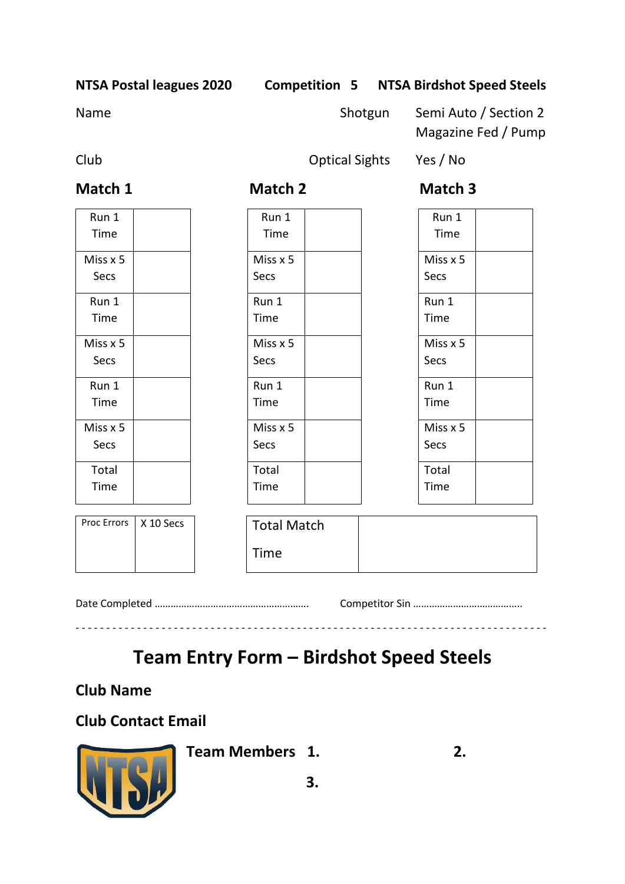**NTSA Postal leagues 2020** **Competition 5** **NTSA Birdshot Speed Steels**

Name

Shotgun Semi Auto / Section 2
Magazine Fed / Pump

Club

Optical Sights Yes / No

**Match 1**

| | |
|---|---|
| Run 1 Time | |
| Miss x 5 Secs | |
| Run 1 Time | |
| Miss x 5 Secs | |
| Run 1 Time | |
| Miss x 5 Secs | |
| Total Time | |

**Match 2**

| | |
|---|---|
| Run 1 Time | |
| Miss x 5 Secs | |
| Run 1 Time | |
| Miss x 5 Secs | |
| Run 1 Time | |
| Miss x 5 Secs | |
| Total Time | |

**Match 3**

| | |
|---|---|
| Run 1 Time | |
| Miss x 5 Secs | |
| Run 1 Time | |
| Miss x 5 Secs | |
| Run 1 Time | |
| Miss x 5 Secs | |
| Total Time | |

| | |
|---|---|
| Proc Errors | X 10 Secs |

| | |
|---|---|
| Total Match Time | |

Date Completed ………………………………………………….. Competitor Sin …………………………………..

---

# Team Entry Form – Birdshot Speed Steels

**Club Name**

**Club Contact Email**

**Team Members** **1.** **2.**

**3.**